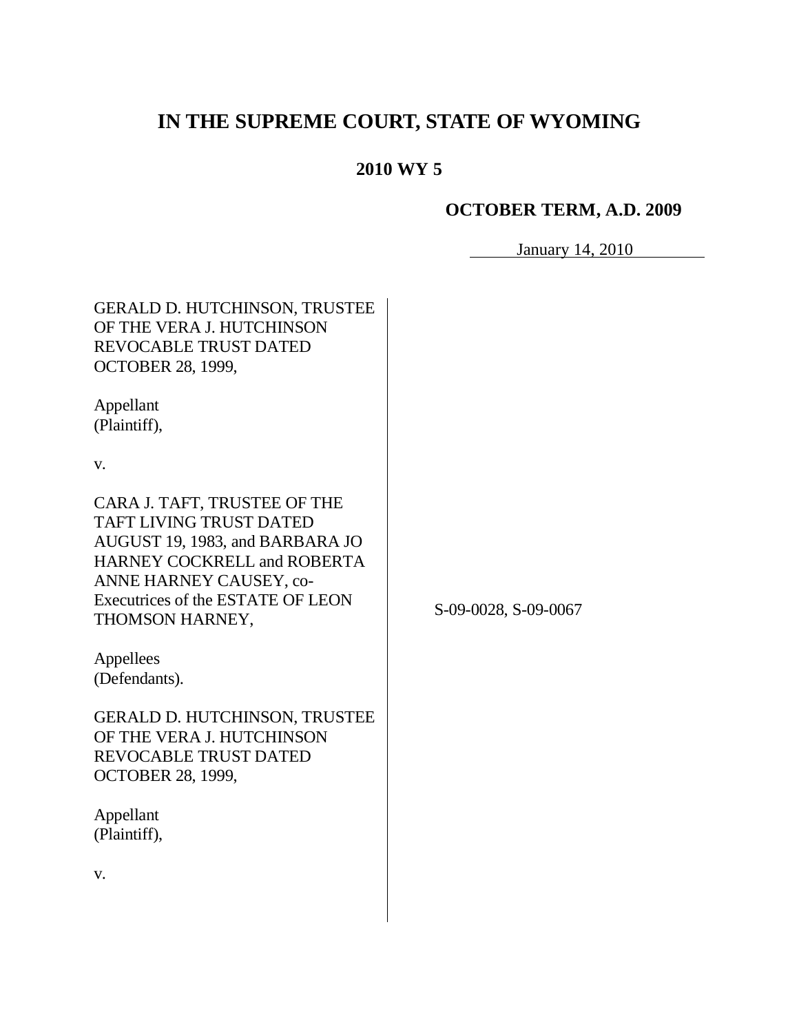# IN THE SUPREME COURT, STATE OF WYOMING

## 2010 WY 5

### OCTOBER TERM, A.D. 2009

January 14, 2010

GERALD D. HUTCHINSON, TRUSTEE OF THE VERA J. HUTCHINSON REVOCABLE TRUST DATED OCTOBER 28, 1999,

Appellant
(Plaintiff),

v.

CARA J. TAFT, TRUSTEE OF THE TAFT LIVING TRUST DATED AUGUST 19, 1983, and BARBARA JO HARNEY COCKRELL and ROBERTA ANNE HARNEY CAUSEY, co-Executrices of the ESTATE OF LEON THOMSON HARNEY,

Appellees
(Defendants).

S-09-0028, S-09-0067

GERALD D. HUTCHINSON, TRUSTEE OF THE VERA J. HUTCHINSON REVOCABLE TRUST DATED OCTOBER 28, 1999,

Appellant
(Plaintiff),

v.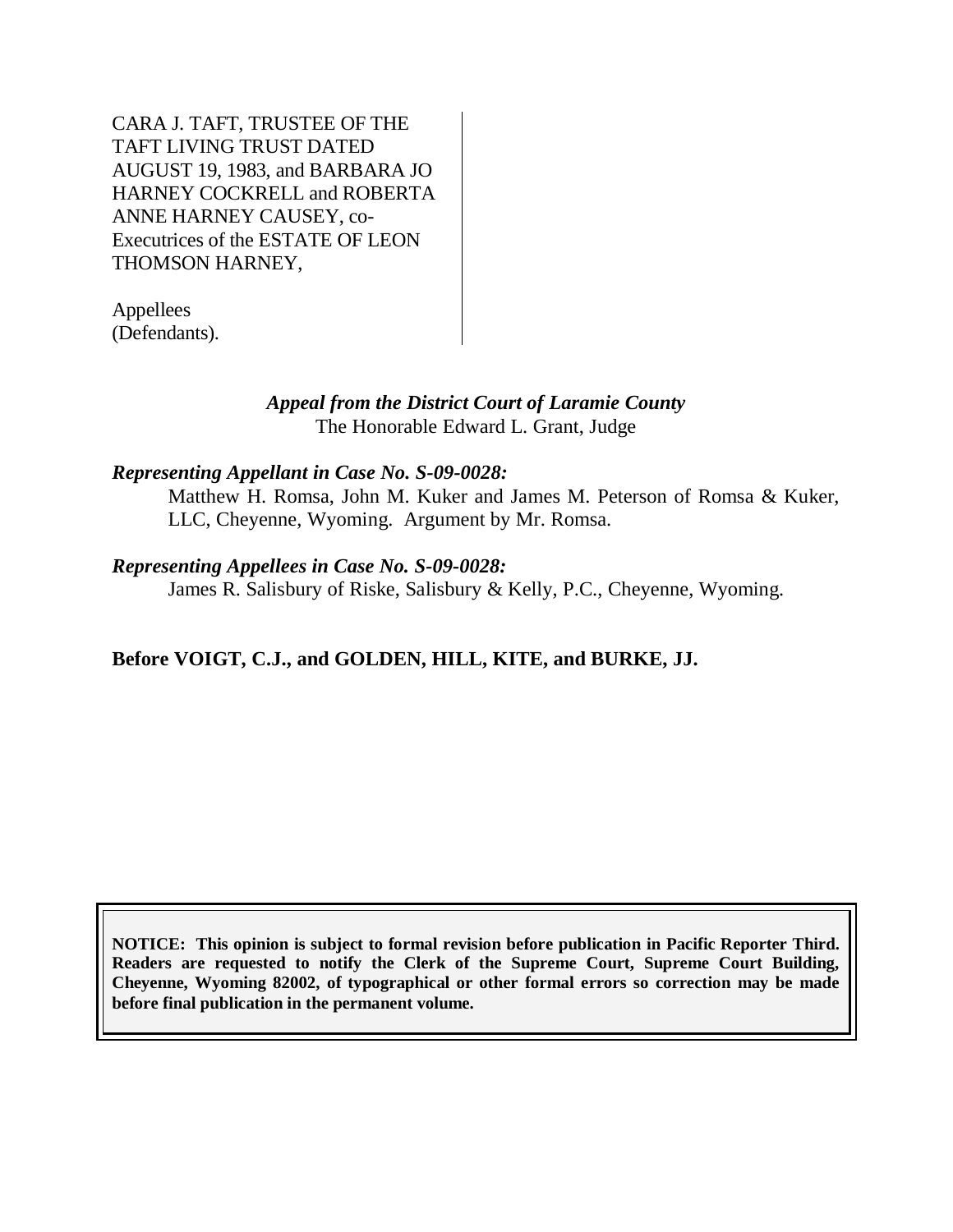CARA J. TAFT, TRUSTEE OF THE TAFT LIVING TRUST DATED AUGUST 19, 1983, and BARBARA JO HARNEY COCKRELL and ROBERTA ANNE HARNEY CAUSEY, co-Executrices of the ESTATE OF LEON THOMSON HARNEY,

Appellees
(Defendants).

*Appeal from the District Court of Laramie County*
The Honorable Edward L. Grant, Judge

***Representing Appellant in Case No. S-09-0028:***
Matthew H. Romsa, John M. Kuker and James M. Peterson of Romsa & Kuker, LLC, Cheyenne, Wyoming. Argument by Mr. Romsa.

***Representing Appellees in Case No. S-09-0028:***
James R. Salisbury of Riske, Salisbury & Kelly, P.C., Cheyenne, Wyoming.

**Before VOIGT, C.J., and GOLDEN, HILL, KITE, and BURKE, JJ.**

**NOTICE: This opinion is subject to formal revision before publication in Pacific Reporter Third. Readers are requested to notify the Clerk of the Supreme Court, Supreme Court Building, Cheyenne, Wyoming 82002, of typographical or other formal errors so correction may be made before final publication in the permanent volume.**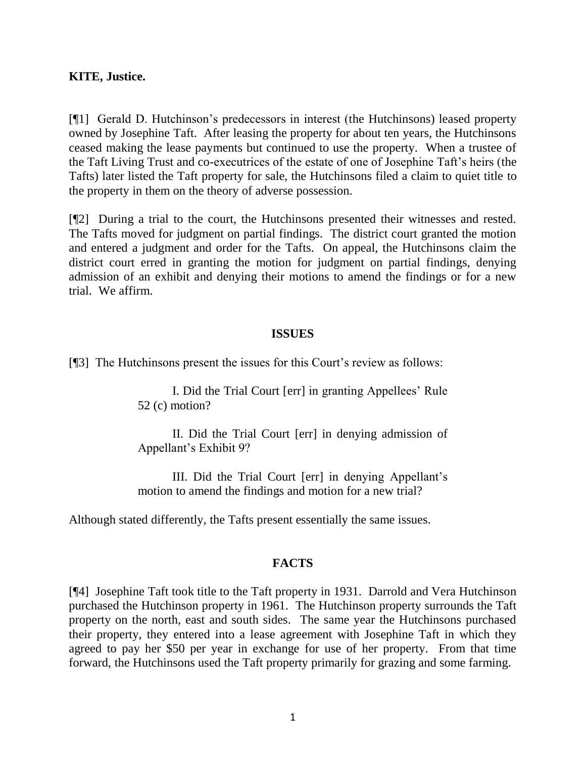**KITE, Justice.**

[¶1] Gerald D. Hutchinson's predecessors in interest (the Hutchinsons) leased property owned by Josephine Taft. After leasing the property for about ten years, the Hutchinsons ceased making the lease payments but continued to use the property. When a trustee of the Taft Living Trust and co-executrices of the estate of one of Josephine Taft's heirs (the Tafts) later listed the Taft property for sale, the Hutchinsons filed a claim to quiet title to the property in them on the theory of adverse possession.

[¶2] During a trial to the court, the Hutchinsons presented their witnesses and rested. The Tafts moved for judgment on partial findings. The district court granted the motion and entered a judgment and order for the Tafts. On appeal, the Hutchinsons claim the district court erred in granting the motion for judgment on partial findings, denying admission of an exhibit and denying their motions to amend the findings or for a new trial. We affirm.

## ISSUES

[¶3] The Hutchinsons present the issues for this Court's review as follows:

> I. Did the Trial Court [err] in granting Appellees' Rule 52 (c) motion?
>
> II. Did the Trial Court [err] in denying admission of Appellant's Exhibit 9?
>
> III. Did the Trial Court [err] in denying Appellant's motion to amend the findings and motion for a new trial?

Although stated differently, the Tafts present essentially the same issues.

## FACTS

[¶4] Josephine Taft took title to the Taft property in 1931. Darrold and Vera Hutchinson purchased the Hutchinson property in 1961. The Hutchinson property surrounds the Taft property on the north, east and south sides. The same year the Hutchinsons purchased their property, they entered into a lease agreement with Josephine Taft in which they agreed to pay her $50 per year in exchange for use of her property. From that time forward, the Hutchinsons used the Taft property primarily for grazing and some farming.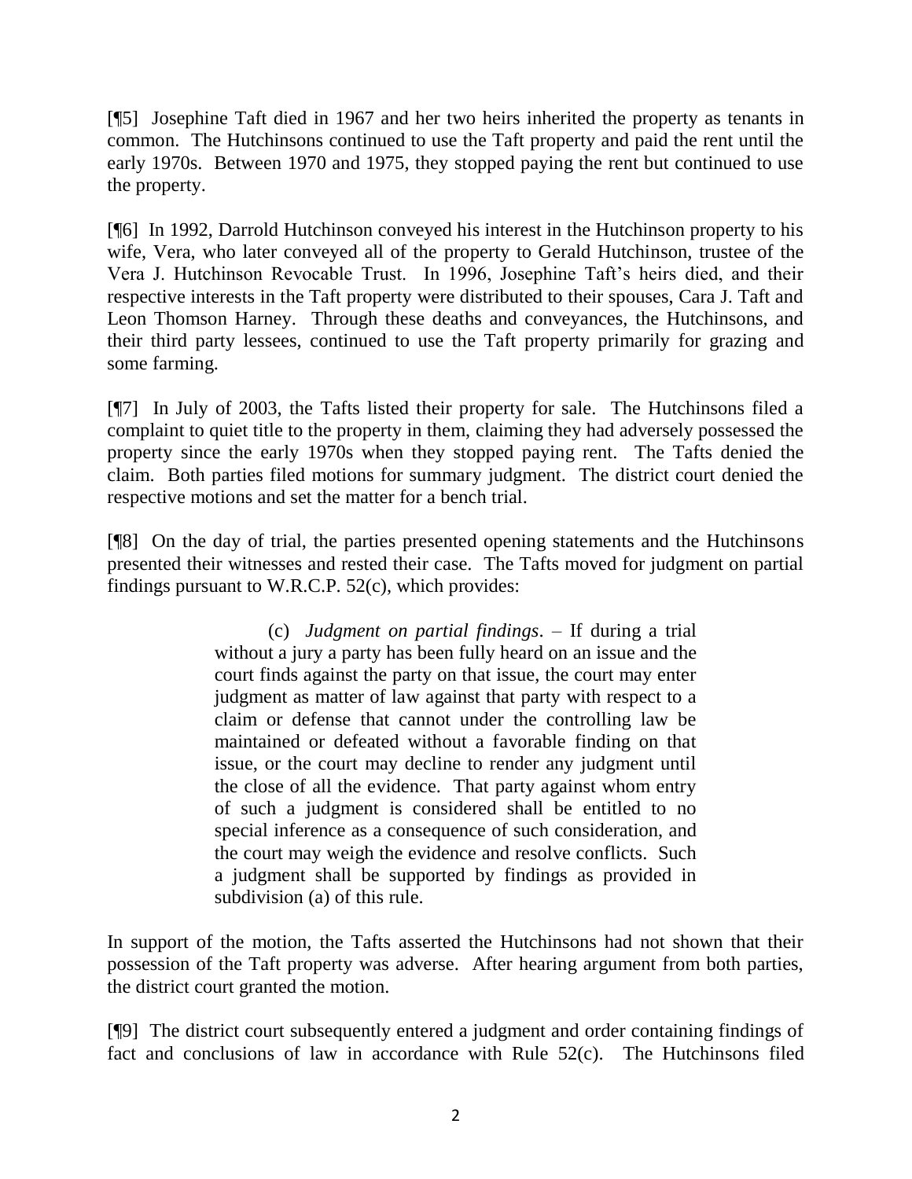[¶5] Josephine Taft died in 1967 and her two heirs inherited the property as tenants in common. The Hutchinsons continued to use the Taft property and paid the rent until the early 1970s. Between 1970 and 1975, they stopped paying the rent but continued to use the property.

[¶6] In 1992, Darrold Hutchinson conveyed his interest in the Hutchinson property to his wife, Vera, who later conveyed all of the property to Gerald Hutchinson, trustee of the Vera J. Hutchinson Revocable Trust. In 1996, Josephine Taft's heirs died, and their respective interests in the Taft property were distributed to their spouses, Cara J. Taft and Leon Thomson Harney. Through these deaths and conveyances, the Hutchinsons, and their third party lessees, continued to use the Taft property primarily for grazing and some farming.

[¶7] In July of 2003, the Tafts listed their property for sale. The Hutchinsons filed a complaint to quiet title to the property in them, claiming they had adversely possessed the property since the early 1970s when they stopped paying rent. The Tafts denied the claim. Both parties filed motions for summary judgment. The district court denied the respective motions and set the matter for a bench trial.

[¶8] On the day of trial, the parties presented opening statements and the Hutchinsons presented their witnesses and rested their case. The Tafts moved for judgment on partial findings pursuant to W.R.C.P. 52(c), which provides:

> (c) *Judgment on partial findings*. – If during a trial without a jury a party has been fully heard on an issue and the court finds against the party on that issue, the court may enter judgment as matter of law against that party with respect to a claim or defense that cannot under the controlling law be maintained or defeated without a favorable finding on that issue, or the court may decline to render any judgment until the close of all the evidence. That party against whom entry of such a judgment is considered shall be entitled to no special inference as a consequence of such consideration, and the court may weigh the evidence and resolve conflicts. Such a judgment shall be supported by findings as provided in subdivision (a) of this rule.

In support of the motion, the Tafts asserted the Hutchinsons had not shown that their possession of the Taft property was adverse. After hearing argument from both parties, the district court granted the motion.

[¶9] The district court subsequently entered a judgment and order containing findings of fact and conclusions of law in accordance with Rule 52(c). The Hutchinsons filed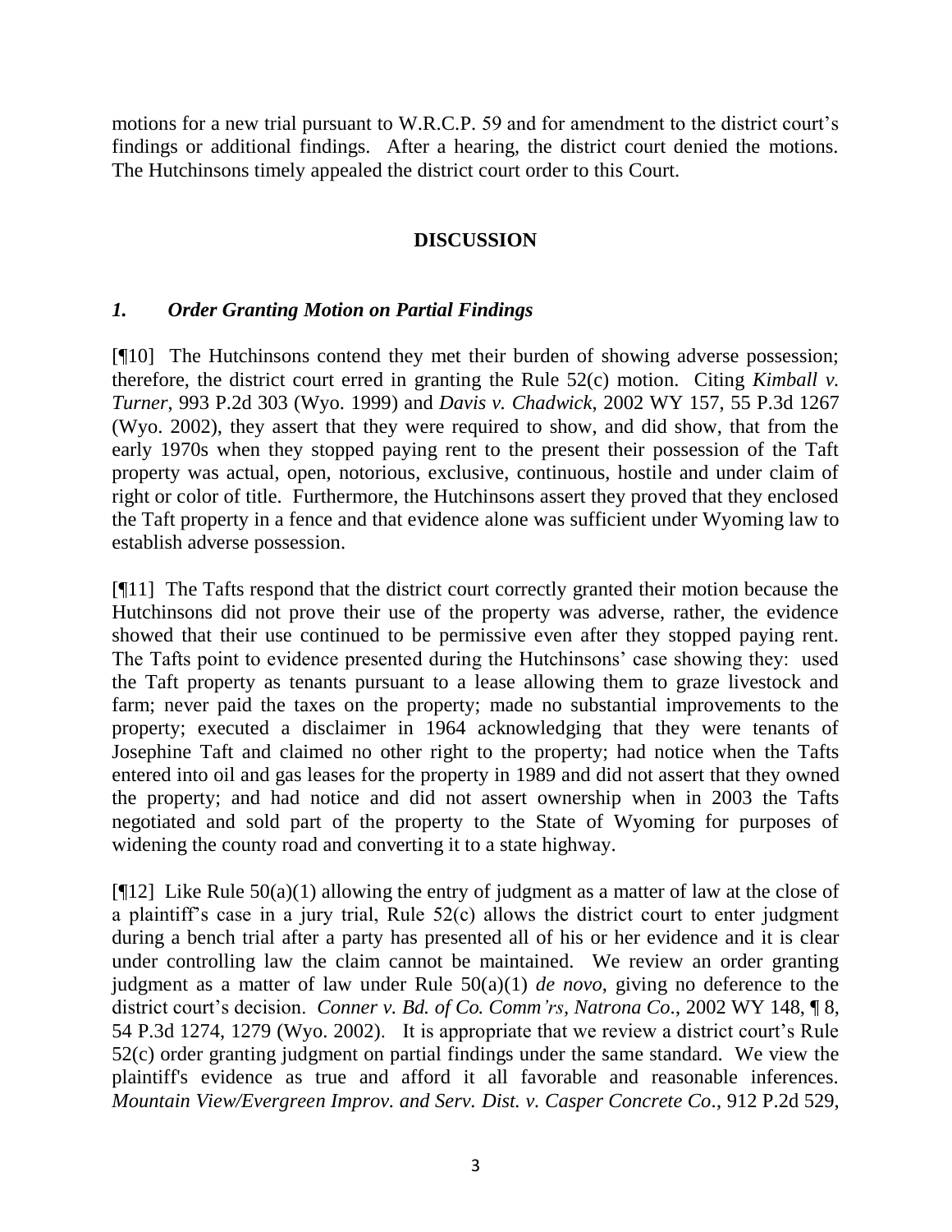motions for a new trial pursuant to W.R.C.P. 59 and for amendment to the district court's findings or additional findings. After a hearing, the district court denied the motions. The Hutchinsons timely appealed the district court order to this Court.

## DISCUSSION

### *1. Order Granting Motion on Partial Findings*

[¶10] The Hutchinsons contend they met their burden of showing adverse possession; therefore, the district court erred in granting the Rule 52(c) motion. Citing *Kimball v. Turner*, 993 P.2d 303 (Wyo. 1999) and *Davis v. Chadwick*, 2002 WY 157, 55 P.3d 1267 (Wyo. 2002), they assert that they were required to show, and did show, that from the early 1970s when they stopped paying rent to the present their possession of the Taft property was actual, open, notorious, exclusive, continuous, hostile and under claim of right or color of title. Furthermore, the Hutchinsons assert they proved that they enclosed the Taft property in a fence and that evidence alone was sufficient under Wyoming law to establish adverse possession.

[¶11] The Tafts respond that the district court correctly granted their motion because the Hutchinsons did not prove their use of the property was adverse, rather, the evidence showed that their use continued to be permissive even after they stopped paying rent. The Tafts point to evidence presented during the Hutchinsons' case showing they: used the Taft property as tenants pursuant to a lease allowing them to graze livestock and farm; never paid the taxes on the property; made no substantial improvements to the property; executed a disclaimer in 1964 acknowledging that they were tenants of Josephine Taft and claimed no other right to the property; had notice when the Tafts entered into oil and gas leases for the property in 1989 and did not assert that they owned the property; and had notice and did not assert ownership when in 2003 the Tafts negotiated and sold part of the property to the State of Wyoming for purposes of widening the county road and converting it to a state highway.

[¶12] Like Rule 50(a)(1) allowing the entry of judgment as a matter of law at the close of a plaintiff's case in a jury trial, Rule 52(c) allows the district court to enter judgment during a bench trial after a party has presented all of his or her evidence and it is clear under controlling law the claim cannot be maintained. We review an order granting judgment as a matter of law under Rule 50(a)(1) *de novo*, giving no deference to the district court's decision. *Conner v. Bd. of Co. Comm'rs, Natrona Co*., 2002 WY 148, ¶ 8, 54 P.3d 1274, 1279 (Wyo. 2002). It is appropriate that we review a district court's Rule 52(c) order granting judgment on partial findings under the same standard. We view the plaintiff's evidence as true and afford it all favorable and reasonable inferences. *Mountain View/Evergreen Improv. and Serv. Dist. v. Casper Concrete Co*., 912 P.2d 529,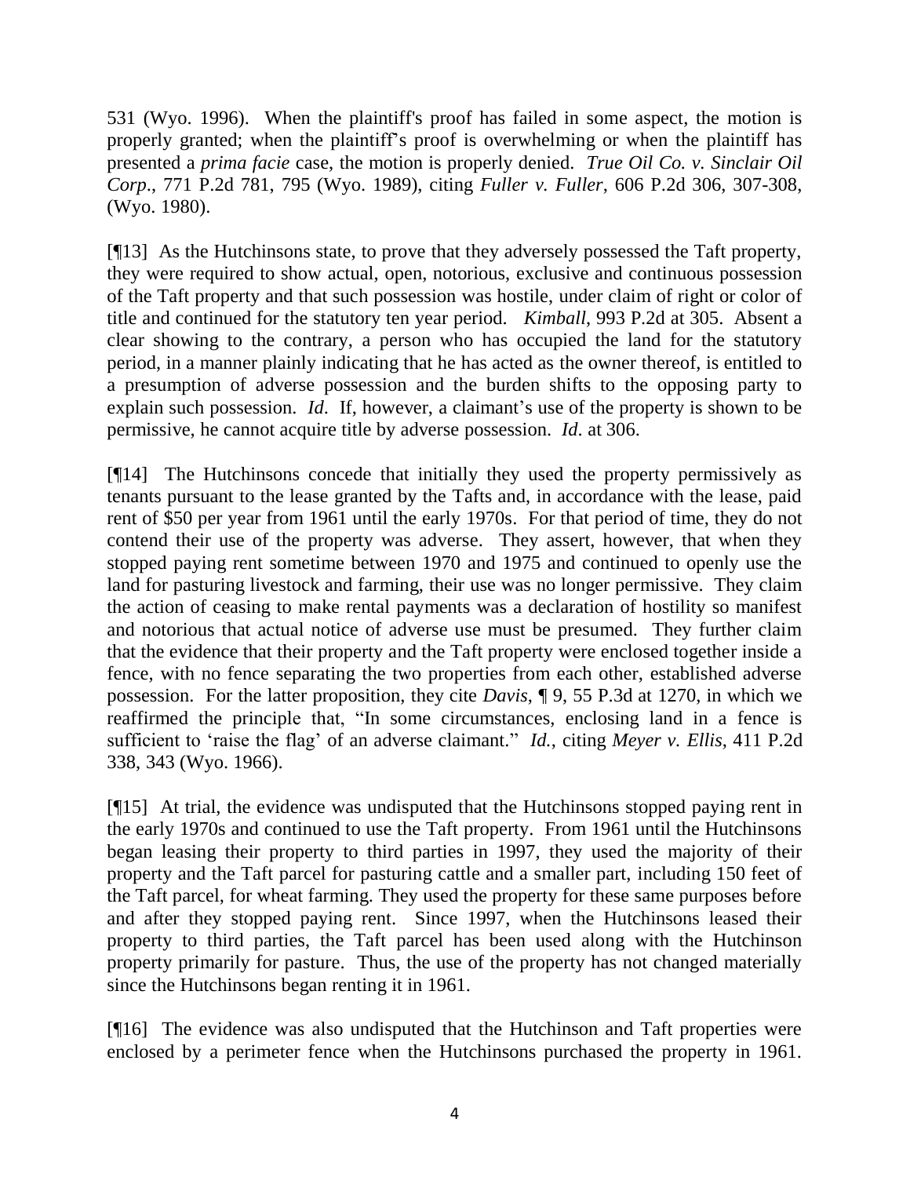531 (Wyo. 1996). When the plaintiff's proof has failed in some aspect, the motion is properly granted; when the plaintiff's proof is overwhelming or when the plaintiff has presented a *prima facie* case, the motion is properly denied. *True Oil Co. v. Sinclair Oil Corp*., 771 P.2d 781, 795 (Wyo. 1989), citing *Fuller v. Fuller*, 606 P.2d 306, 307-308, (Wyo. 1980).

[¶13] As the Hutchinsons state, to prove that they adversely possessed the Taft property, they were required to show actual, open, notorious, exclusive and continuous possession of the Taft property and that such possession was hostile, under claim of right or color of title and continued for the statutory ten year period. *Kimball*, 993 P.2d at 305. Absent a clear showing to the contrary, a person who has occupied the land for the statutory period, in a manner plainly indicating that he has acted as the owner thereof, is entitled to a presumption of adverse possession and the burden shifts to the opposing party to explain such possession. *Id*. If, however, a claimant's use of the property is shown to be permissive, he cannot acquire title by adverse possession. *Id*. at 306.

[¶14] The Hutchinsons concede that initially they used the property permissively as tenants pursuant to the lease granted by the Tafts and, in accordance with the lease, paid rent of $50 per year from 1961 until the early 1970s. For that period of time, they do not contend their use of the property was adverse. They assert, however, that when they stopped paying rent sometime between 1970 and 1975 and continued to openly use the land for pasturing livestock and farming, their use was no longer permissive. They claim the action of ceasing to make rental payments was a declaration of hostility so manifest and notorious that actual notice of adverse use must be presumed. They further claim that the evidence that their property and the Taft property were enclosed together inside a fence, with no fence separating the two properties from each other, established adverse possession. For the latter proposition, they cite *Davis*, ¶ 9, 55 P.3d at 1270, in which we reaffirmed the principle that, "In some circumstances, enclosing land in a fence is sufficient to 'raise the flag' of an adverse claimant." *Id.*, citing *Meyer v. Ellis*, 411 P.2d 338, 343 (Wyo. 1966).

[¶15] At trial, the evidence was undisputed that the Hutchinsons stopped paying rent in the early 1970s and continued to use the Taft property. From 1961 until the Hutchinsons began leasing their property to third parties in 1997, they used the majority of their property and the Taft parcel for pasturing cattle and a smaller part, including 150 feet of the Taft parcel, for wheat farming. They used the property for these same purposes before and after they stopped paying rent. Since 1997, when the Hutchinsons leased their property to third parties, the Taft parcel has been used along with the Hutchinson property primarily for pasture. Thus, the use of the property has not changed materially since the Hutchinsons began renting it in 1961.

[¶16] The evidence was also undisputed that the Hutchinson and Taft properties were enclosed by a perimeter fence when the Hutchinsons purchased the property in 1961.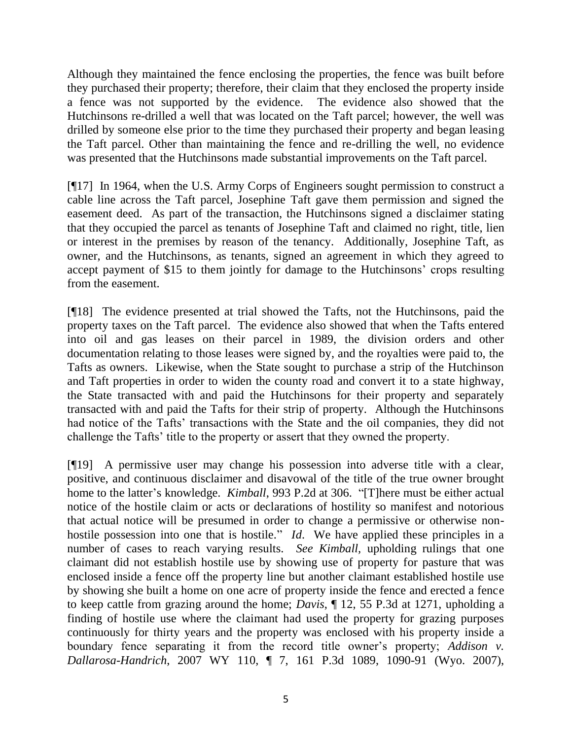Although they maintained the fence enclosing the properties, the fence was built before they purchased their property; therefore, their claim that they enclosed the property inside a fence was not supported by the evidence. The evidence also showed that the Hutchinsons re-drilled a well that was located on the Taft parcel; however, the well was drilled by someone else prior to the time they purchased their property and began leasing the Taft parcel. Other than maintaining the fence and re-drilling the well, no evidence was presented that the Hutchinsons made substantial improvements on the Taft parcel.

[¶17] In 1964, when the U.S. Army Corps of Engineers sought permission to construct a cable line across the Taft parcel, Josephine Taft gave them permission and signed the easement deed. As part of the transaction, the Hutchinsons signed a disclaimer stating that they occupied the parcel as tenants of Josephine Taft and claimed no right, title, lien or interest in the premises by reason of the tenancy. Additionally, Josephine Taft, as owner, and the Hutchinsons, as tenants, signed an agreement in which they agreed to accept payment of $15 to them jointly for damage to the Hutchinsons' crops resulting from the easement.

[¶18] The evidence presented at trial showed the Tafts, not the Hutchinsons, paid the property taxes on the Taft parcel. The evidence also showed that when the Tafts entered into oil and gas leases on their parcel in 1989, the division orders and other documentation relating to those leases were signed by, and the royalties were paid to, the Tafts as owners. Likewise, when the State sought to purchase a strip of the Hutchinson and Taft properties in order to widen the county road and convert it to a state highway, the State transacted with and paid the Hutchinsons for their property and separately transacted with and paid the Tafts for their strip of property. Although the Hutchinsons had notice of the Tafts' transactions with the State and the oil companies, they did not challenge the Tafts' title to the property or assert that they owned the property.

[¶19] A permissive user may change his possession into adverse title with a clear, positive, and continuous disclaimer and disavowal of the title of the true owner brought home to the latter's knowledge. *Kimball*, 993 P.2d at 306. "[T]here must be either actual notice of the hostile claim or acts or declarations of hostility so manifest and notorious that actual notice will be presumed in order to change a permissive or otherwise non-hostile possession into one that is hostile." *Id*. We have applied these principles in a number of cases to reach varying results. *See Kimball*, upholding rulings that one claimant did not establish hostile use by showing use of property for pasture that was enclosed inside a fence off the property line but another claimant established hostile use by showing she built a home on one acre of property inside the fence and erected a fence to keep cattle from grazing around the home; *Davis*, ¶ 12, 55 P.3d at 1271, upholding a finding of hostile use where the claimant had used the property for grazing purposes continuously for thirty years and the property was enclosed with his property inside a boundary fence separating it from the record title owner's property; *Addison v. Dallarosa-Handrich*, 2007 WY 110, ¶ 7, 161 P.3d 1089, 1090-91 (Wyo. 2007),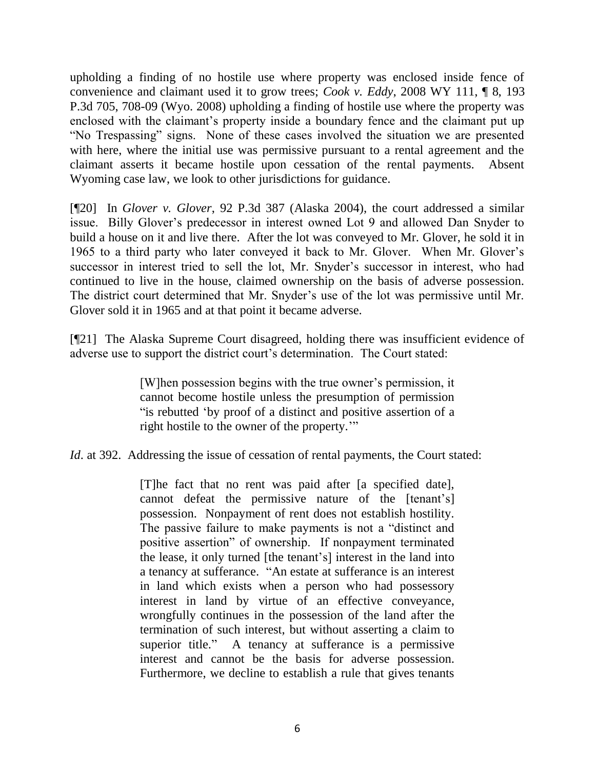upholding a finding of no hostile use where property was enclosed inside fence of convenience and claimant used it to grow trees; *Cook v. Eddy*, 2008 WY 111, ¶ 8, 193 P.3d 705, 708-09 (Wyo. 2008) upholding a finding of hostile use where the property was enclosed with the claimant's property inside a boundary fence and the claimant put up "No Trespassing" signs. None of these cases involved the situation we are presented with here, where the initial use was permissive pursuant to a rental agreement and the claimant asserts it became hostile upon cessation of the rental payments. Absent Wyoming case law, we look to other jurisdictions for guidance.

[¶20] In *Glover v. Glover*, 92 P.3d 387 (Alaska 2004), the court addressed a similar issue. Billy Glover's predecessor in interest owned Lot 9 and allowed Dan Snyder to build a house on it and live there. After the lot was conveyed to Mr. Glover, he sold it in 1965 to a third party who later conveyed it back to Mr. Glover. When Mr. Glover's successor in interest tried to sell the lot, Mr. Snyder's successor in interest, who had continued to live in the house, claimed ownership on the basis of adverse possession. The district court determined that Mr. Snyder's use of the lot was permissive until Mr. Glover sold it in 1965 and at that point it became adverse.

[¶21] The Alaska Supreme Court disagreed, holding there was insufficient evidence of adverse use to support the district court's determination. The Court stated:

> [W]hen possession begins with the true owner's permission, it cannot become hostile unless the presumption of permission "is rebutted 'by proof of a distinct and positive assertion of a right hostile to the owner of the property.'"

*Id*. at 392. Addressing the issue of cessation of rental payments, the Court stated:

> [T]he fact that no rent was paid after [a specified date], cannot defeat the permissive nature of the [tenant's] possession. Nonpayment of rent does not establish hostility. The passive failure to make payments is not a "distinct and positive assertion" of ownership. If nonpayment terminated the lease, it only turned [the tenant's] interest in the land into a tenancy at sufferance. "An estate at sufferance is an interest in land which exists when a person who had possessory interest in land by virtue of an effective conveyance, wrongfully continues in the possession of the land after the termination of such interest, but without asserting a claim to superior title." A tenancy at sufferance is a permissive interest and cannot be the basis for adverse possession. Furthermore, we decline to establish a rule that gives tenants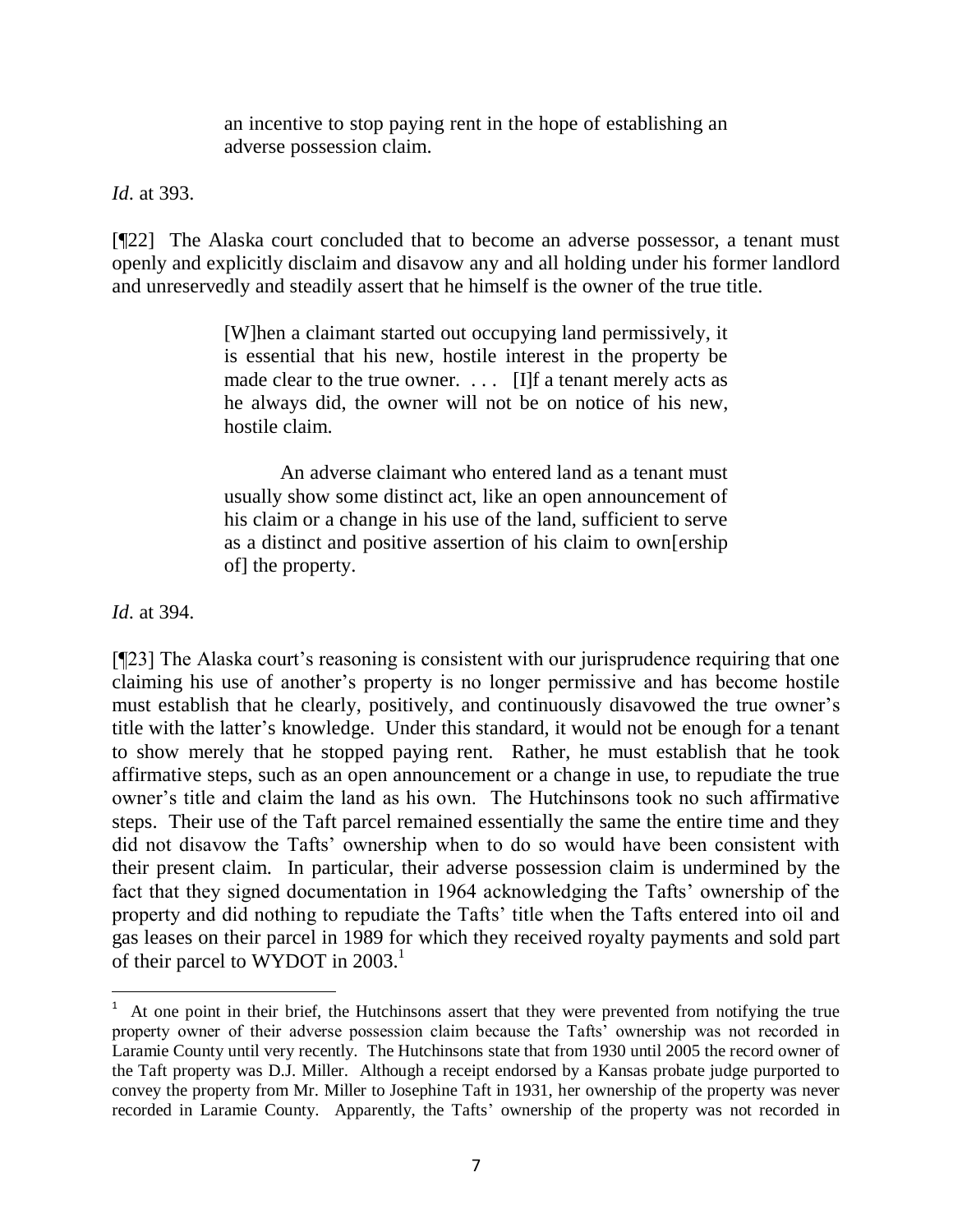> an incentive to stop paying rent in the hope of establishing an adverse possession claim.

*Id*. at 393.

[¶22] The Alaska court concluded that to become an adverse possessor, a tenant must openly and explicitly disclaim and disavow any and all holding under his former landlord and unreservedly and steadily assert that he himself is the owner of the true title.

> [W]hen a claimant started out occupying land permissively, it is essential that his new, hostile interest in the property be made clear to the true owner. . . . [I]f a tenant merely acts as he always did, the owner will not be on notice of his new, hostile claim.
>
> An adverse claimant who entered land as a tenant must usually show some distinct act, like an open announcement of his claim or a change in his use of the land, sufficient to serve as a distinct and positive assertion of his claim to own[ership of] the property.

*Id*. at 394.

[¶23] The Alaska court's reasoning is consistent with our jurisprudence requiring that one claiming his use of another's property is no longer permissive and has become hostile must establish that he clearly, positively, and continuously disavowed the true owner's title with the latter's knowledge. Under this standard, it would not be enough for a tenant to show merely that he stopped paying rent. Rather, he must establish that he took affirmative steps, such as an open announcement or a change in use, to repudiate the true owner's title and claim the land as his own. The Hutchinsons took no such affirmative steps. Their use of the Taft parcel remained essentially the same the entire time and they did not disavow the Tafts' ownership when to do so would have been consistent with their present claim. In particular, their adverse possession claim is undermined by the fact that they signed documentation in 1964 acknowledging the Tafts' ownership of the property and did nothing to repudiate the Tafts' title when the Tafts entered into oil and gas leases on their parcel in 1989 for which they received royalty payments and sold part of their parcel to WYDOT in 2003.[1]

---

[1] At one point in their brief, the Hutchinsons assert that they were prevented from notifying the true property owner of their adverse possession claim because the Tafts' ownership was not recorded in Laramie County until very recently. The Hutchinsons state that from 1930 until 2005 the record owner of the Taft property was D.J. Miller. Although a receipt endorsed by a Kansas probate judge purported to convey the property from Mr. Miller to Josephine Taft in 1931, her ownership of the property was never recorded in Laramie County. Apparently, the Tafts' ownership of the property was not recorded in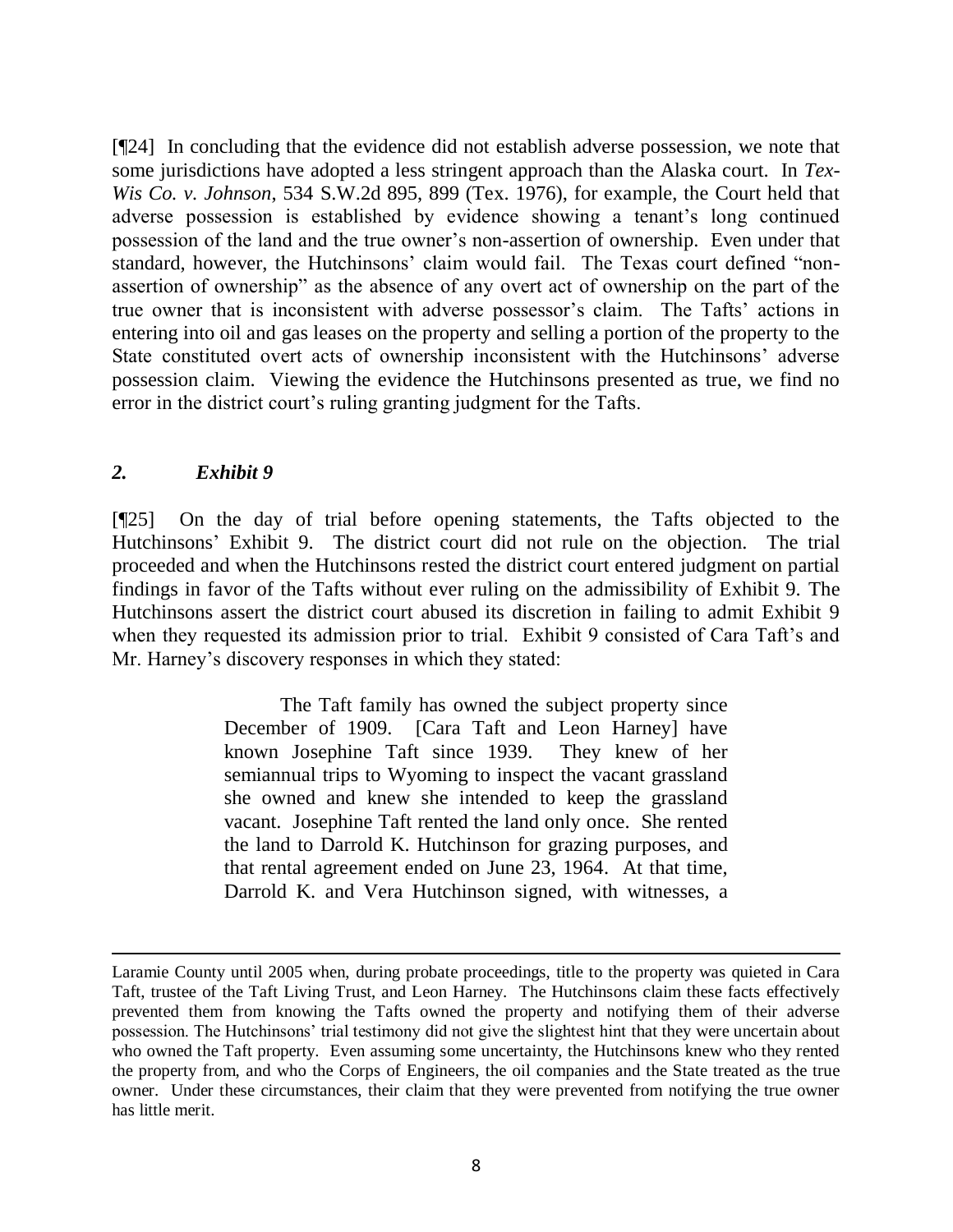[¶24] In concluding that the evidence did not establish adverse possession, we note that some jurisdictions have adopted a less stringent approach than the Alaska court. In *Tex-Wis Co. v. Johnson*, 534 S.W.2d 895, 899 (Tex. 1976), for example, the Court held that adverse possession is established by evidence showing a tenant's long continued possession of the land and the true owner's non-assertion of ownership. Even under that standard, however, the Hutchinsons' claim would fail. The Texas court defined "non-assertion of ownership" as the absence of any overt act of ownership on the part of the true owner that is inconsistent with adverse possessor's claim. The Tafts' actions in entering into oil and gas leases on the property and selling a portion of the property to the State constituted overt acts of ownership inconsistent with the Hutchinsons' adverse possession claim. Viewing the evidence the Hutchinsons presented as true, we find no error in the district court's ruling granting judgment for the Tafts.

### *2. Exhibit 9*

[¶25] On the day of trial before opening statements, the Tafts objected to the Hutchinsons' Exhibit 9. The district court did not rule on the objection. The trial proceeded and when the Hutchinsons rested the district court entered judgment on partial findings in favor of the Tafts without ever ruling on the admissibility of Exhibit 9. The Hutchinsons assert the district court abused its discretion in failing to admit Exhibit 9 when they requested its admission prior to trial. Exhibit 9 consisted of Cara Taft's and Mr. Harney's discovery responses in which they stated:

> The Taft family has owned the subject property since December of 1909. [Cara Taft and Leon Harney] have known Josephine Taft since 1939. They knew of her semiannual trips to Wyoming to inspect the vacant grassland she owned and knew she intended to keep the grassland vacant. Josephine Taft rented the land only once. She rented the land to Darrold K. Hutchinson for grazing purposes, and that rental agreement ended on June 23, 1964. At that time, Darrold K. and Vera Hutchinson signed, with witnesses, a

---

Laramie County until 2005 when, during probate proceedings, title to the property was quieted in Cara Taft, trustee of the Taft Living Trust, and Leon Harney. The Hutchinsons claim these facts effectively prevented them from knowing the Tafts owned the property and notifying them of their adverse possession. The Hutchinsons' trial testimony did not give the slightest hint that they were uncertain about who owned the Taft property. Even assuming some uncertainty, the Hutchinsons knew who they rented the property from, and who the Corps of Engineers, the oil companies and the State treated as the true owner. Under these circumstances, their claim that they were prevented from notifying the true owner has little merit.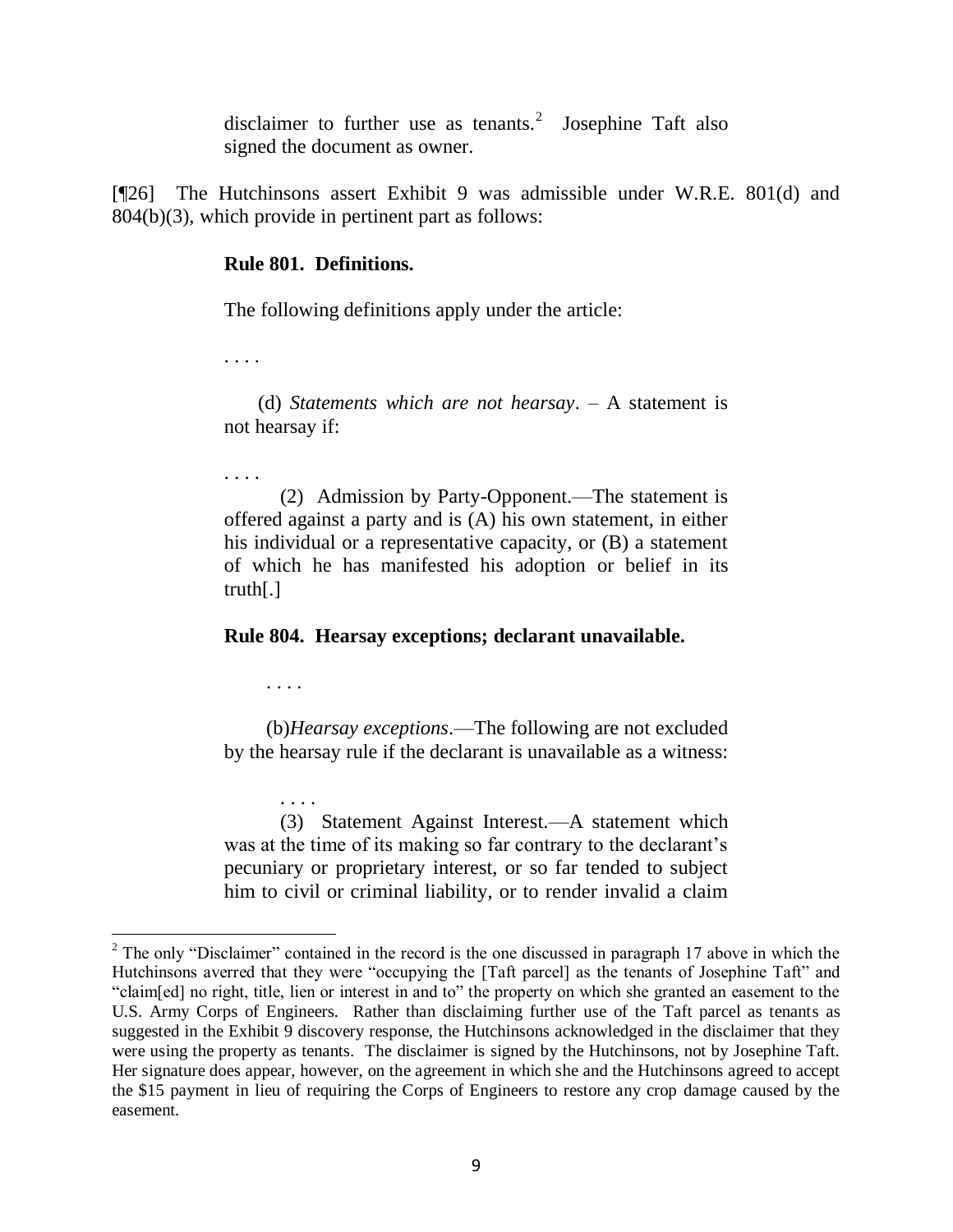disclaimer to further use as tenants.[2] Josephine Taft also signed the document as owner.

[¶26] The Hutchinsons assert Exhibit 9 was admissible under W.R.E. 801(d) and 804(b)(3), which provide in pertinent part as follows:

> **Rule 801. Definitions.**
>
> The following definitions apply under the article:
>
> . . . .
>
> (d) *Statements which are not hearsay*. – A statement is not hearsay if:
>
> . . . .
>
> (2) Admission by Party-Opponent.—The statement is offered against a party and is (A) his own statement, in either his individual or a representative capacity, or (B) a statement of which he has manifested his adoption or belief in its truth[.]
>
> **Rule 804. Hearsay exceptions; declarant unavailable.**
>
> . . . .
>
> (b)*Hearsay exceptions*.—The following are not excluded by the hearsay rule if the declarant is unavailable as a witness:
>
> . . . .
>
> (3) Statement Against Interest.—A statement which was at the time of its making so far contrary to the declarant's pecuniary or proprietary interest, or so far tended to subject him to civil or criminal liability, or to render invalid a claim

[2] The only "Disclaimer" contained in the record is the one discussed in paragraph 17 above in which the Hutchinsons averred that they were "occupying the [Taft parcel] as the tenants of Josephine Taft" and "claim[ed] no right, title, lien or interest in and to" the property on which she granted an easement to the U.S. Army Corps of Engineers. Rather than disclaiming further use of the Taft parcel as tenants as suggested in the Exhibit 9 discovery response, the Hutchinsons acknowledged in the disclaimer that they were using the property as tenants. The disclaimer is signed by the Hutchinsons, not by Josephine Taft. Her signature does appear, however, on the agreement in which she and the Hutchinsons agreed to accept the $15 payment in lieu of requiring the Corps of Engineers to restore any crop damage caused by the easement.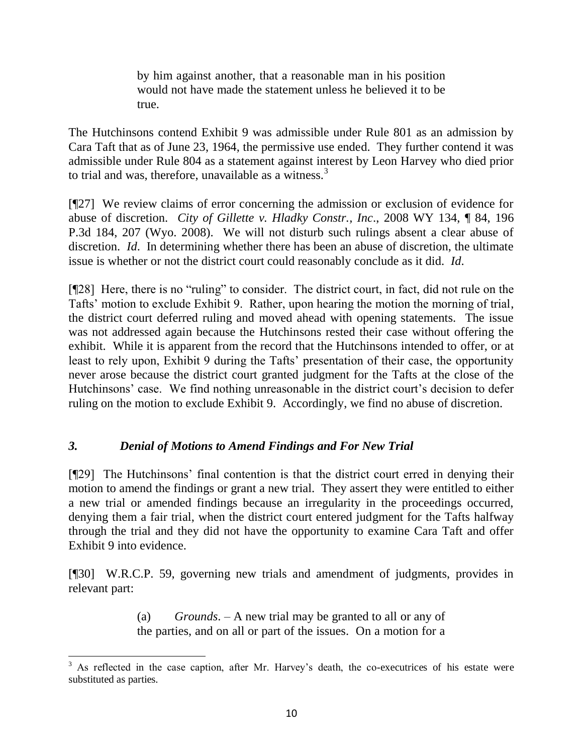> by him against another, that a reasonable man in his position would not have made the statement unless he believed it to be true.

The Hutchinsons contend Exhibit 9 was admissible under Rule 801 as an admission by Cara Taft that as of June 23, 1964, the permissive use ended. They further contend it was admissible under Rule 804 as a statement against interest by Leon Harvey who died prior to trial and was, therefore, unavailable as a witness.[3]

[¶27] We review claims of error concerning the admission or exclusion of evidence for abuse of discretion. *City of Gillette v. Hladky Constr., Inc*., 2008 WY 134, ¶ 84, 196 P.3d 184, 207 (Wyo. 2008). We will not disturb such rulings absent a clear abuse of discretion. *Id*. In determining whether there has been an abuse of discretion, the ultimate issue is whether or not the district court could reasonably conclude as it did. *Id*.

[¶28] Here, there is no "ruling" to consider. The district court, in fact, did not rule on the Tafts' motion to exclude Exhibit 9. Rather, upon hearing the motion the morning of trial, the district court deferred ruling and moved ahead with opening statements. The issue was not addressed again because the Hutchinsons rested their case without offering the exhibit. While it is apparent from the record that the Hutchinsons intended to offer, or at least to rely upon, Exhibit 9 during the Tafts' presentation of their case, the opportunity never arose because the district court granted judgment for the Tafts at the close of the Hutchinsons' case. We find nothing unreasonable in the district court's decision to defer ruling on the motion to exclude Exhibit 9. Accordingly, we find no abuse of discretion.

### *3. Denial of Motions to Amend Findings and For New Trial*

[¶29] The Hutchinsons' final contention is that the district court erred in denying their motion to amend the findings or grant a new trial. They assert they were entitled to either a new trial or amended findings because an irregularity in the proceedings occurred, denying them a fair trial, when the district court entered judgment for the Tafts halfway through the trial and they did not have the opportunity to examine Cara Taft and offer Exhibit 9 into evidence.

[¶30] W.R.C.P. 59, governing new trials and amendment of judgments, provides in relevant part:

> (a) *Grounds*. – A new trial may be granted to all or any of the parties, and on all or part of the issues. On a motion for a

---

[3] As reflected in the case caption, after Mr. Harvey's death, the co-executrices of his estate were substituted as parties.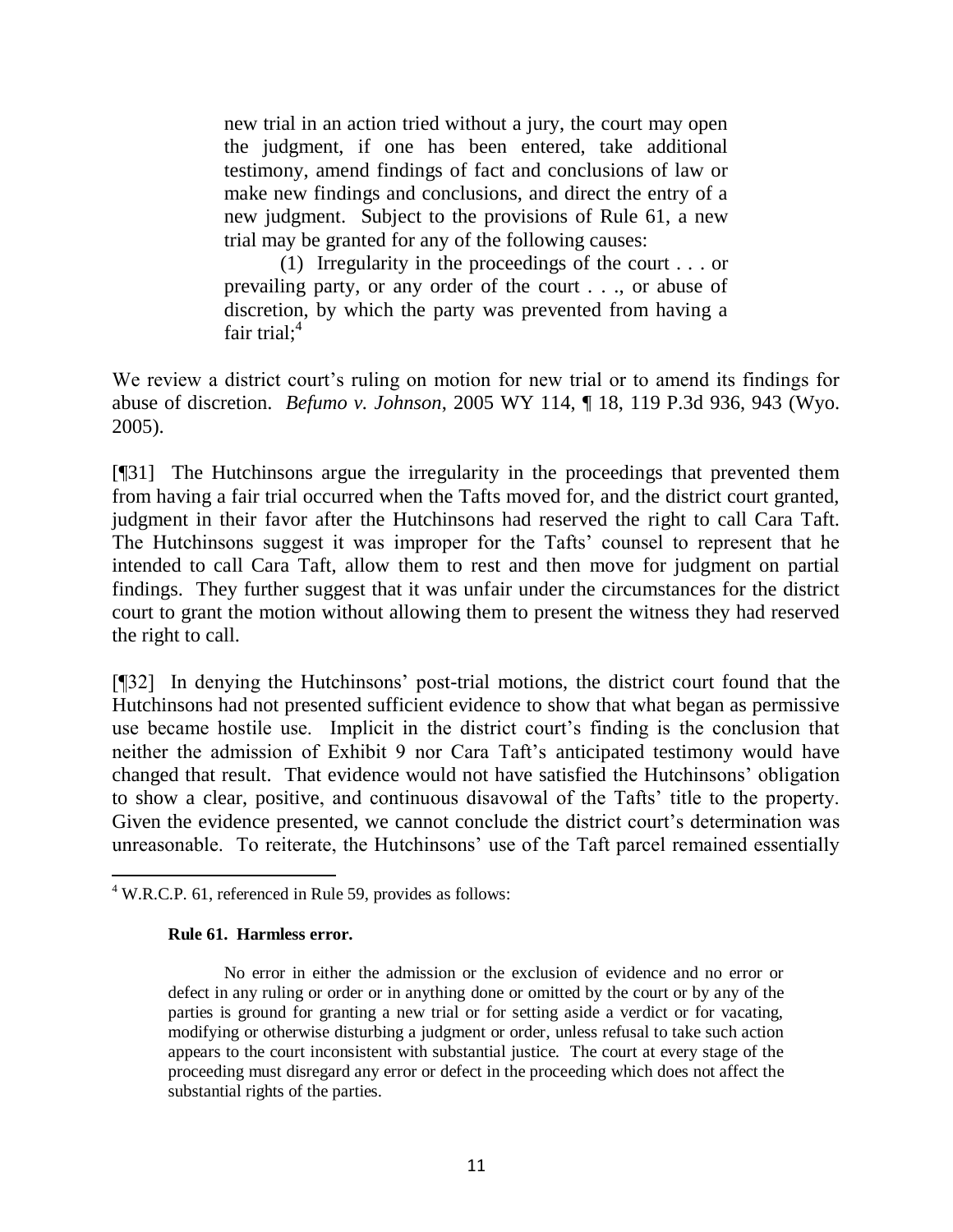> new trial in an action tried without a jury, the court may open the judgment, if one has been entered, take additional testimony, amend findings of fact and conclusions of law or make new findings and conclusions, and direct the entry of a new judgment. Subject to the provisions of Rule 61, a new trial may be granted for any of the following causes:
>
> (1) Irregularity in the proceedings of the court . . . or prevailing party, or any order of the court . . ., or abuse of discretion, by which the party was prevented from having a fair trial;[4]

We review a district court's ruling on motion for new trial or to amend its findings for abuse of discretion. *Befumo v. Johnson*, 2005 WY 114, ¶ 18, 119 P.3d 936, 943 (Wyo. 2005).

[¶31] The Hutchinsons argue the irregularity in the proceedings that prevented them from having a fair trial occurred when the Tafts moved for, and the district court granted, judgment in their favor after the Hutchinsons had reserved the right to call Cara Taft. The Hutchinsons suggest it was improper for the Tafts' counsel to represent that he intended to call Cara Taft, allow them to rest and then move for judgment on partial findings. They further suggest that it was unfair under the circumstances for the district court to grant the motion without allowing them to present the witness they had reserved the right to call.

[¶32] In denying the Hutchinsons' post-trial motions, the district court found that the Hutchinsons had not presented sufficient evidence to show that what began as permissive use became hostile use. Implicit in the district court's finding is the conclusion that neither the admission of Exhibit 9 nor Cara Taft's anticipated testimony would have changed that result. That evidence would not have satisfied the Hutchinsons' obligation to show a clear, positive, and continuous disavowal of the Tafts' title to the property. Given the evidence presented, we cannot conclude the district court's determination was unreasonable. To reiterate, the Hutchinsons' use of the Taft parcel remained essentially

---

[4] W.R.C.P. 61, referenced in Rule 59, provides as follows:

> **Rule 61. Harmless error.**
>
> No error in either the admission or the exclusion of evidence and no error or defect in any ruling or order or in anything done or omitted by the court or by any of the parties is ground for granting a new trial or for setting aside a verdict or for vacating, modifying or otherwise disturbing a judgment or order, unless refusal to take such action appears to the court inconsistent with substantial justice. The court at every stage of the proceeding must disregard any error or defect in the proceeding which does not affect the substantial rights of the parties.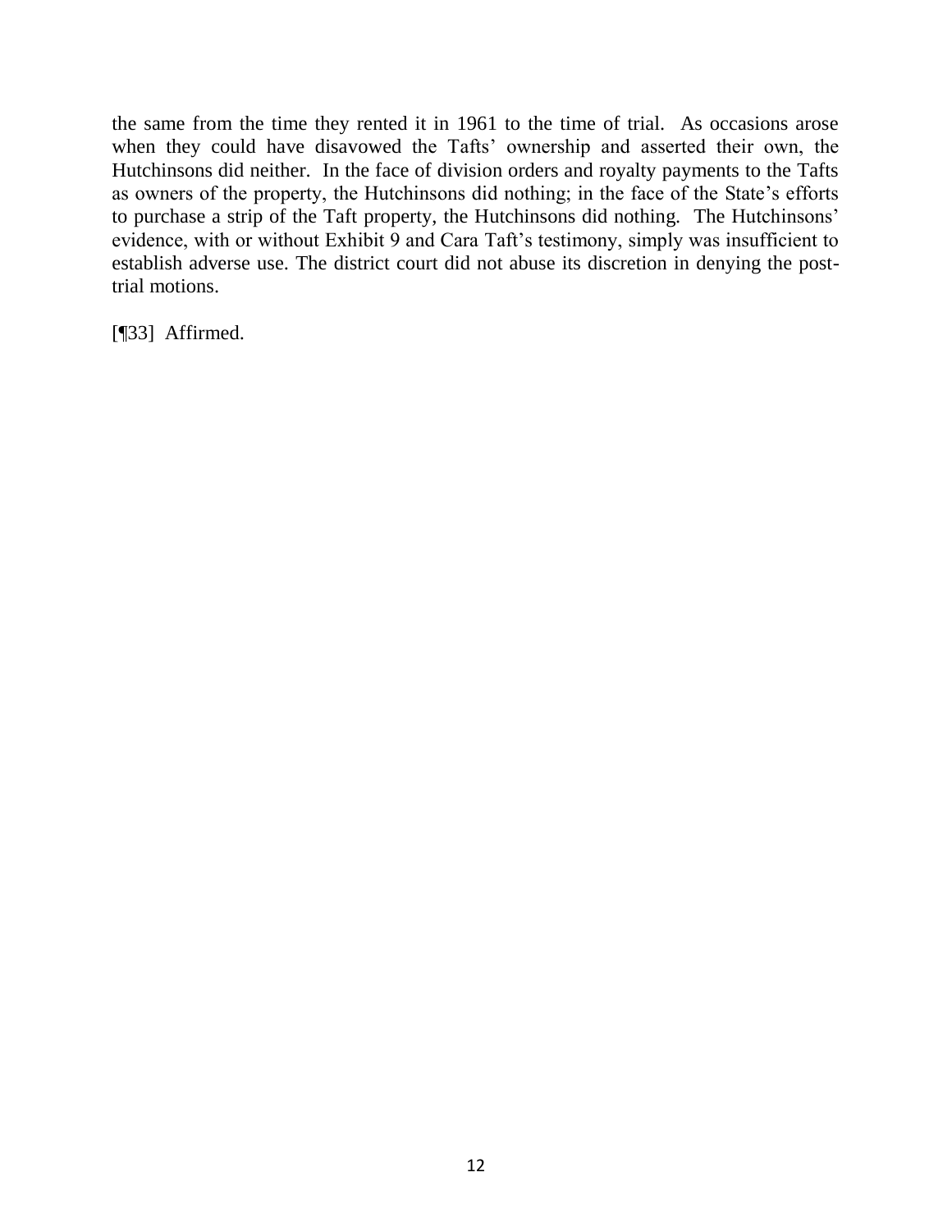the same from the time they rented it in 1961 to the time of trial. As occasions arose when they could have disavowed the Tafts' ownership and asserted their own, the Hutchinsons did neither. In the face of division orders and royalty payments to the Tafts as owners of the property, the Hutchinsons did nothing; in the face of the State's efforts to purchase a strip of the Taft property, the Hutchinsons did nothing. The Hutchinsons' evidence, with or without Exhibit 9 and Cara Taft's testimony, simply was insufficient to establish adverse use. The district court did not abuse its discretion in denying the post-trial motions.

[¶33] Affirmed.